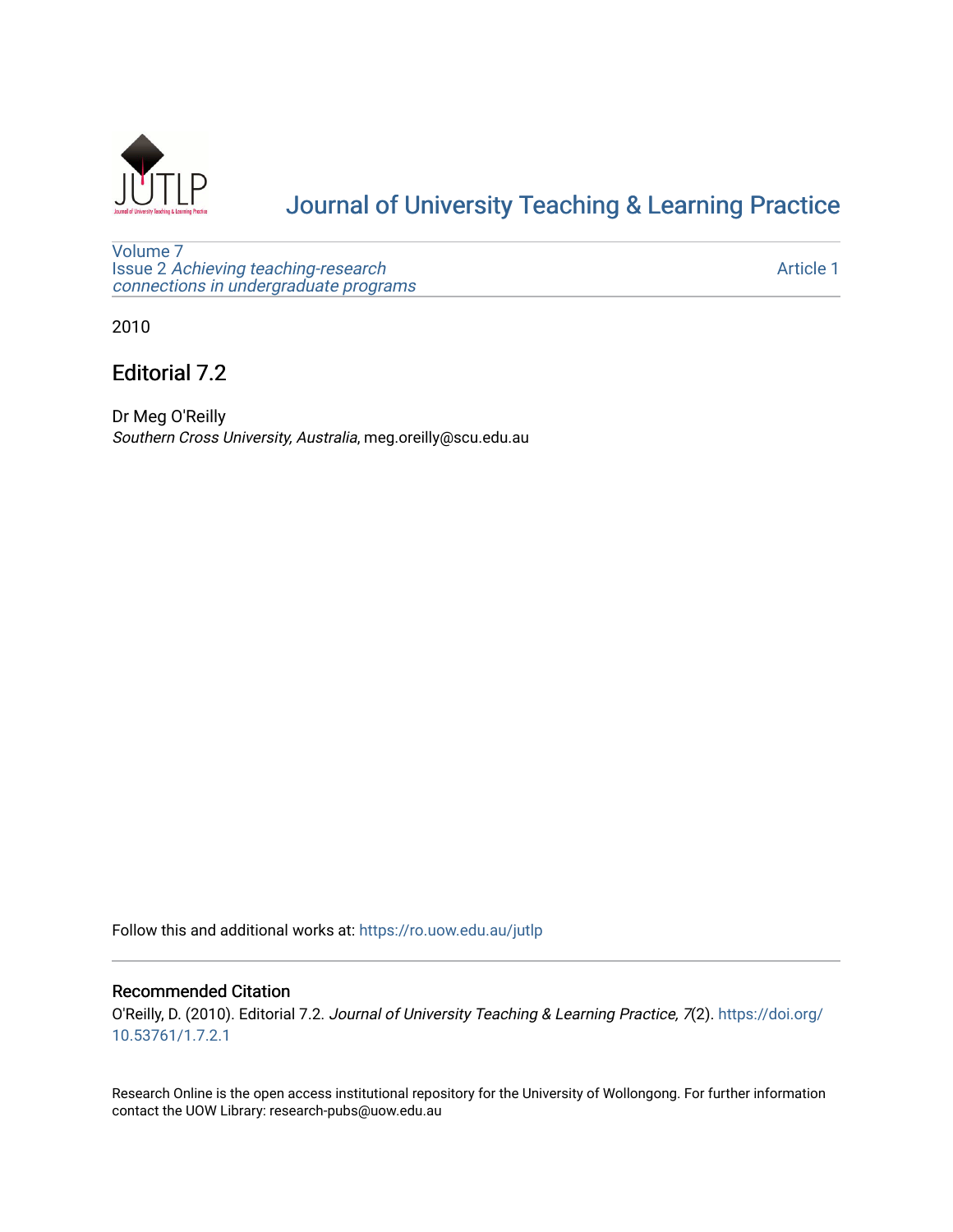# Journal of University Teaching & Learning Practice

Volume 7
Issue 2 *Achieving teaching-research connections in undergraduate programs*

Article 1

2010

## Editorial 7.2

Dr Meg O'Reilly
*Southern Cross University, Australia*, meg.oreilly@scu.edu.au

Follow this and additional works at: https://ro.uow.edu.au/jutlp

### Recommended Citation

O'Reilly, D. (2010). Editorial 7.2. *Journal of University Teaching & Learning Practice, 7*(2). https://doi.org/10.53761/1.7.2.1

Research Online is the open access institutional repository for the University of Wollongong. For further information contact the UOW Library: research-pubs@uow.edu.au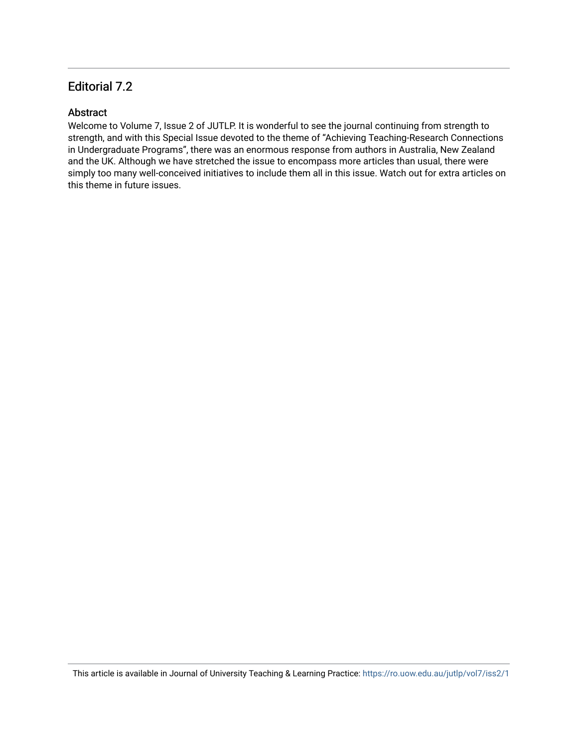## Editorial 7.2

### Abstract

Welcome to Volume 7, Issue 2 of JUTLP. It is wonderful to see the journal continuing from strength to strength, and with this Special Issue devoted to the theme of "Achieving Teaching-Research Connections in Undergraduate Programs", there was an enormous response from authors in Australia, New Zealand and the UK. Although we have stretched the issue to encompass more articles than usual, there were simply too many well-conceived initiatives to include them all in this issue. Watch out for extra articles on this theme in future issues.

This article is available in Journal of University Teaching & Learning Practice: https://ro.uow.edu.au/jutlp/vol7/iss2/1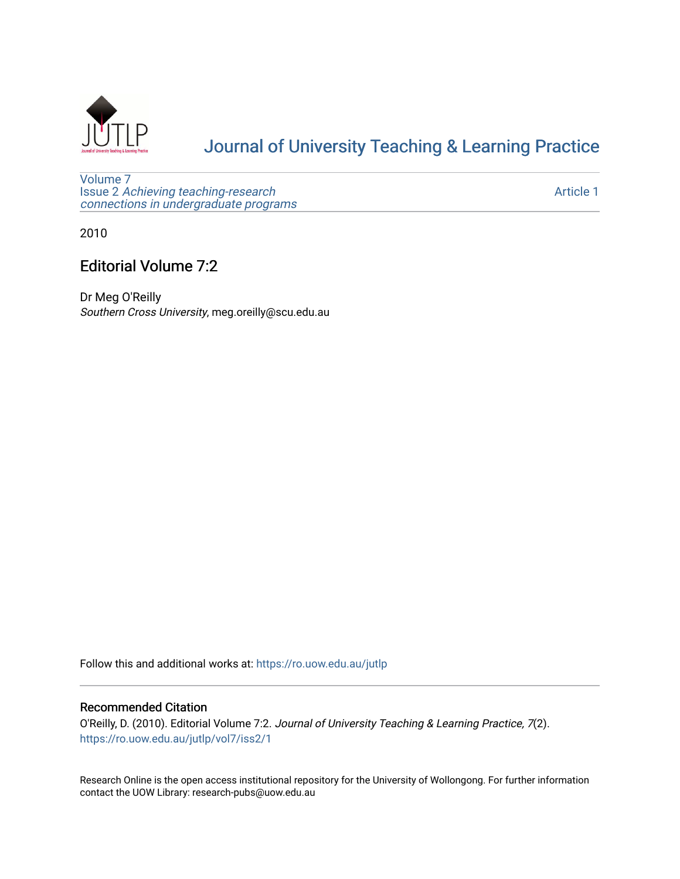# Journal of University Teaching & Learning Practice

Volume 7
Issue 2 *Achieving teaching-research connections in undergraduate programs*

Article 1

2010

## Editorial Volume 7:2

Dr Meg O'Reilly
*Southern Cross University*, meg.oreilly@scu.edu.au

Follow this and additional works at: https://ro.uow.edu.au/jutlp

### Recommended Citation

O'Reilly, D. (2010). Editorial Volume 7:2. *Journal of University Teaching & Learning Practice, 7*(2). https://ro.uow.edu.au/jutlp/vol7/iss2/1

Research Online is the open access institutional repository for the University of Wollongong. For further information contact the UOW Library: research-pubs@uow.edu.au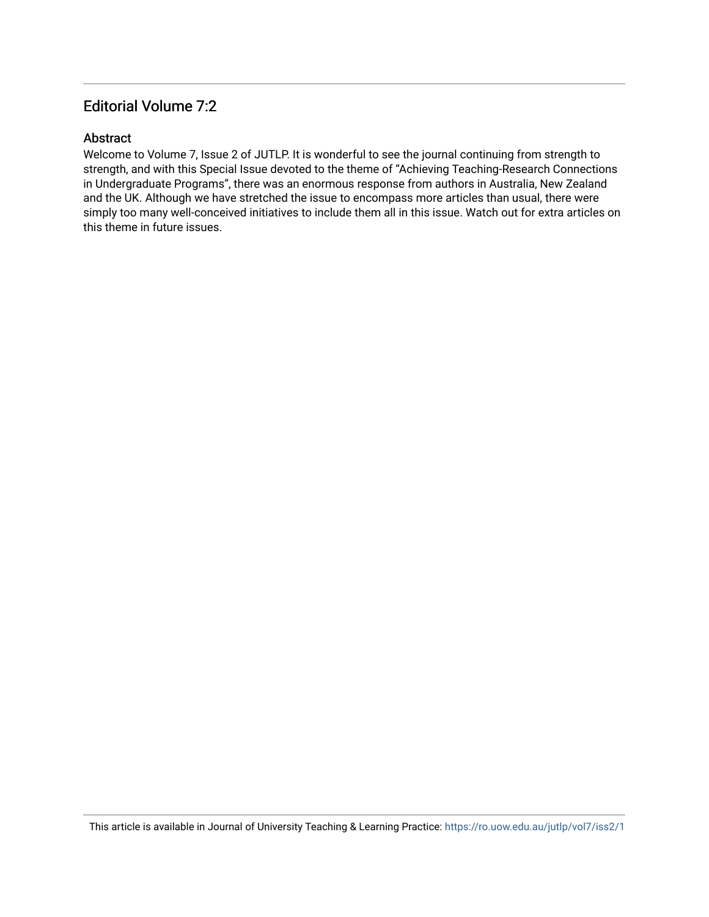## Editorial Volume 7:2

### Abstract

Welcome to Volume 7, Issue 2 of JUTLP. It is wonderful to see the journal continuing from strength to strength, and with this Special Issue devoted to the theme of "Achieving Teaching-Research Connections in Undergraduate Programs", there was an enormous response from authors in Australia, New Zealand and the UK. Although we have stretched the issue to encompass more articles than usual, there were simply too many well-conceived initiatives to include them all in this issue. Watch out for extra articles on this theme in future issues.

This article is available in Journal of University Teaching & Learning Practice: https://ro.uow.edu.au/jutlp/vol7/iss2/1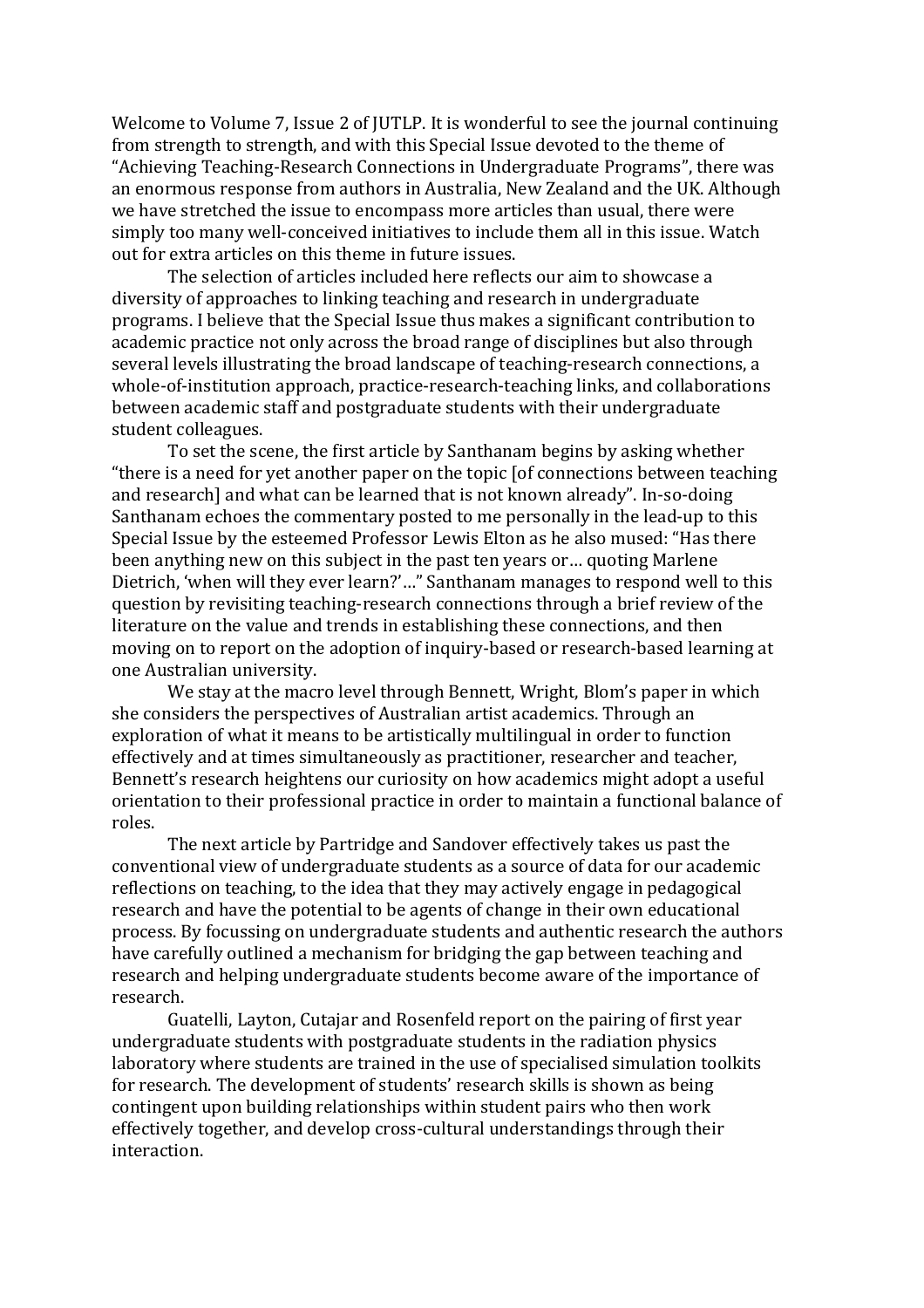Welcome to Volume 7, Issue 2 of JUTLP. It is wonderful to see the journal continuing from strength to strength, and with this Special Issue devoted to the theme of "Achieving Teaching-Research Connections in Undergraduate Programs", there was an enormous response from authors in Australia, New Zealand and the UK. Although we have stretched the issue to encompass more articles than usual, there were simply too many well-conceived initiatives to include them all in this issue. Watch out for extra articles on this theme in future issues.

The selection of articles included here reflects our aim to showcase a diversity of approaches to linking teaching and research in undergraduate programs. I believe that the Special Issue thus makes a significant contribution to academic practice not only across the broad range of disciplines but also through several levels illustrating the broad landscape of teaching-research connections, a whole-of-institution approach, practice-research-teaching links, and collaborations between academic staff and postgraduate students with their undergraduate student colleagues.

To set the scene, the first article by Santhanam begins by asking whether "there is a need for yet another paper on the topic [of connections between teaching and research] and what can be learned that is not known already". In-so-doing Santhanam echoes the commentary posted to me personally in the lead-up to this Special Issue by the esteemed Professor Lewis Elton as he also mused: "Has there been anything new on this subject in the past ten years or… quoting Marlene Dietrich, 'when will they ever learn?'…" Santhanam manages to respond well to this question by revisiting teaching-research connections through a brief review of the literature on the value and trends in establishing these connections, and then moving on to report on the adoption of inquiry-based or research-based learning at one Australian university.

We stay at the macro level through Bennett, Wright, Blom's paper in which she considers the perspectives of Australian artist academics. Through an exploration of what it means to be artistically multilingual in order to function effectively and at times simultaneously as practitioner, researcher and teacher, Bennett's research heightens our curiosity on how academics might adopt a useful orientation to their professional practice in order to maintain a functional balance of roles.

The next article by Partridge and Sandover effectively takes us past the conventional view of undergraduate students as a source of data for our academic reflections on teaching, to the idea that they may actively engage in pedagogical research and have the potential to be agents of change in their own educational process. By focussing on undergraduate students and authentic research the authors have carefully outlined a mechanism for bridging the gap between teaching and research and helping undergraduate students become aware of the importance of research.

Guatelli, Layton, Cutajar and Rosenfeld report on the pairing of first year undergraduate students with postgraduate students in the radiation physics laboratory where students are trained in the use of specialised simulation toolkits for research. The development of students' research skills is shown as being contingent upon building relationships within student pairs who then work effectively together, and develop cross-cultural understandings through their interaction.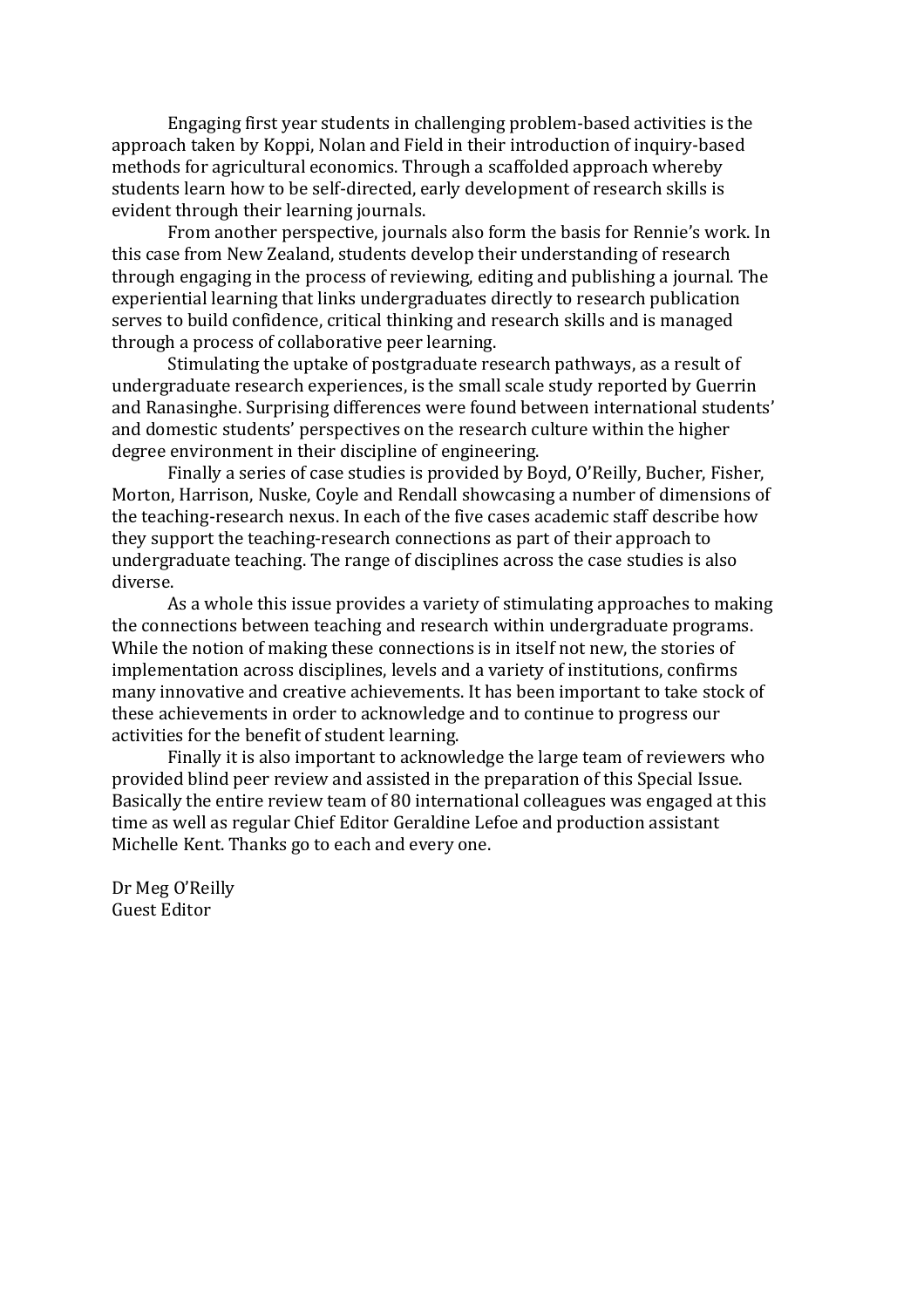Engaging first year students in challenging problem-based activities is the approach taken by Koppi, Nolan and Field in their introduction of inquiry-based methods for agricultural economics. Through a scaffolded approach whereby students learn how to be self-directed, early development of research skills is evident through their learning journals.

From another perspective, journals also form the basis for Rennie's work. In this case from New Zealand, students develop their understanding of research through engaging in the process of reviewing, editing and publishing a journal. The experiential learning that links undergraduates directly to research publication serves to build confidence, critical thinking and research skills and is managed through a process of collaborative peer learning.

Stimulating the uptake of postgraduate research pathways, as a result of undergraduate research experiences, is the small scale study reported by Guerrin and Ranasinghe. Surprising differences were found between international students' and domestic students' perspectives on the research culture within the higher degree environment in their discipline of engineering.

Finally a series of case studies is provided by Boyd, O'Reilly, Bucher, Fisher, Morton, Harrison, Nuske, Coyle and Rendall showcasing a number of dimensions of the teaching-research nexus. In each of the five cases academic staff describe how they support the teaching-research connections as part of their approach to undergraduate teaching. The range of disciplines across the case studies is also diverse.

As a whole this issue provides a variety of stimulating approaches to making the connections between teaching and research within undergraduate programs. While the notion of making these connections is in itself not new, the stories of implementation across disciplines, levels and a variety of institutions, confirms many innovative and creative achievements. It has been important to take stock of these achievements in order to acknowledge and to continue to progress our activities for the benefit of student learning.

Finally it is also important to acknowledge the large team of reviewers who provided blind peer review and assisted in the preparation of this Special Issue. Basically the entire review team of 80 international colleagues was engaged at this time as well as regular Chief Editor Geraldine Lefoe and production assistant Michelle Kent. Thanks go to each and every one.

Dr Meg O'Reilly
Guest Editor